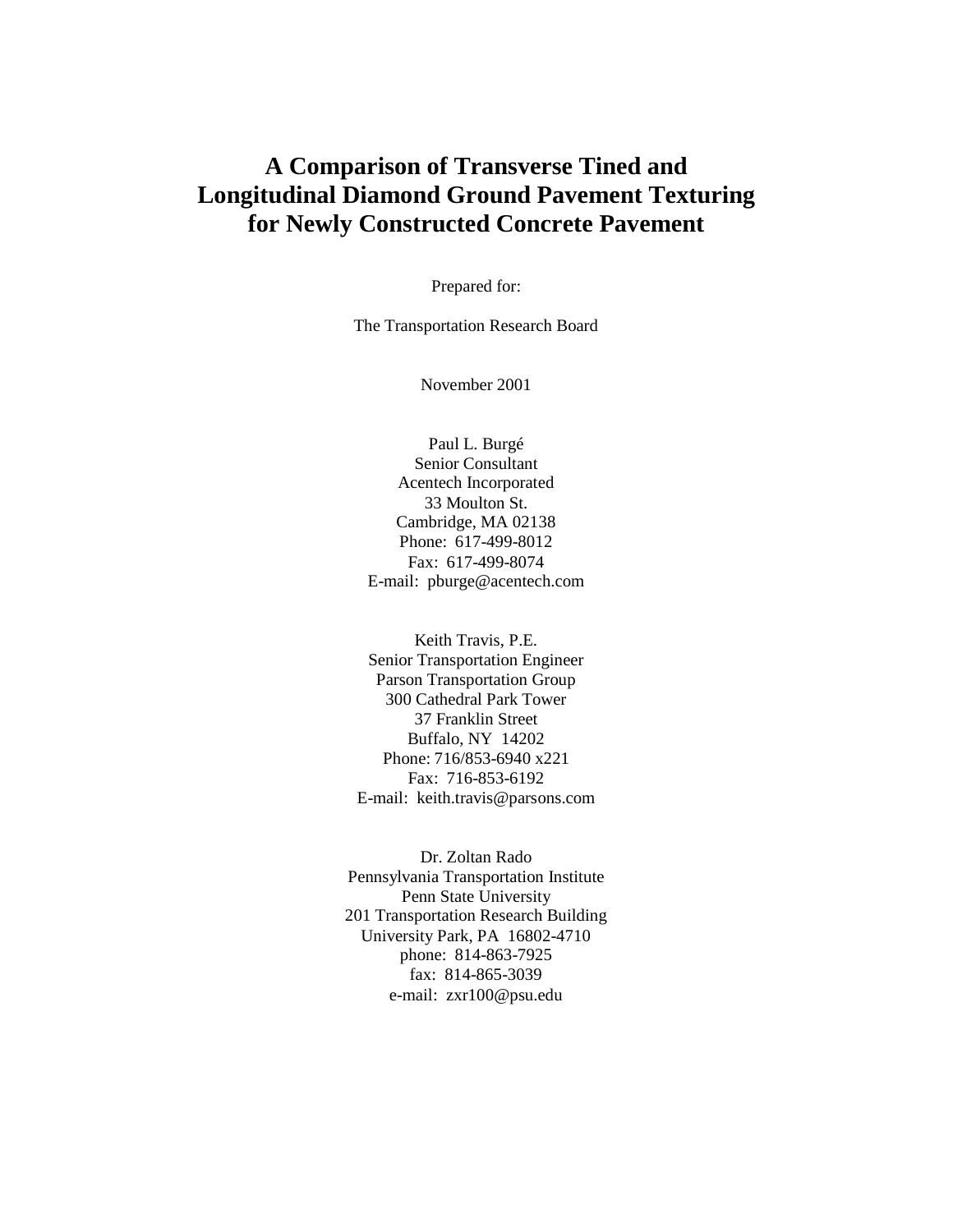# A Comparison of Transverse Tined and Longitudinal Diamond Ground Pavement Texturing for Newly Constructed Concrete Pavement

Prepared for:

The Transportation Research Board

November 2001

Paul L. Burgé
Senior Consultant
Acentech Incorporated
33 Moulton St.
Cambridge, MA 02138
Phone: 617-499-8012
Fax: 617-499-8074
E-mail: pburge@acentech.com

Keith Travis, P.E.
Senior Transportation Engineer
Parson Transportation Group
300 Cathedral Park Tower
37 Franklin Street
Buffalo, NY 14202
Phone: 716/853-6940 x221
Fax: 716-853-6192
E-mail: keith.travis@parsons.com

Dr. Zoltan Rado
Pennsylvania Transportation Institute
Penn State University
201 Transportation Research Building
University Park, PA 16802-4710
phone: 814-863-7925
fax: 814-865-3039
e-mail: zxr100@psu.edu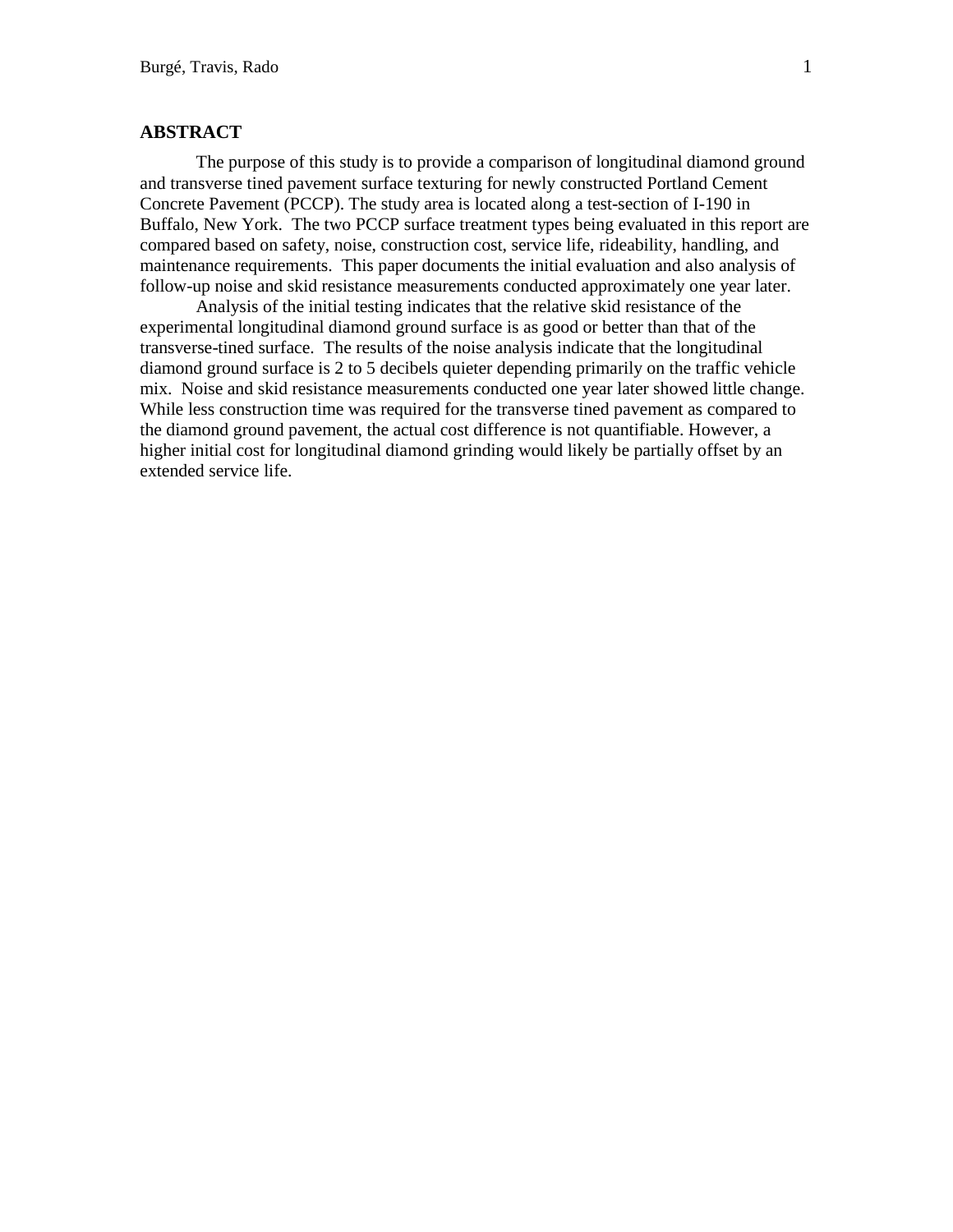## ABSTRACT

The purpose of this study is to provide a comparison of longitudinal diamond ground and transverse tined pavement surface texturing for newly constructed Portland Cement Concrete Pavement (PCCP). The study area is located along a test-section of I-190 in Buffalo, New York. The two PCCP surface treatment types being evaluated in this report are compared based on safety, noise, construction cost, service life, rideability, handling, and maintenance requirements. This paper documents the initial evaluation and also analysis of follow-up noise and skid resistance measurements conducted approximately one year later.

Analysis of the initial testing indicates that the relative skid resistance of the experimental longitudinal diamond ground surface is as good or better than that of the transverse-tined surface. The results of the noise analysis indicate that the longitudinal diamond ground surface is 2 to 5 decibels quieter depending primarily on the traffic vehicle mix. Noise and skid resistance measurements conducted one year later showed little change. While less construction time was required for the transverse tined pavement as compared to the diamond ground pavement, the actual cost difference is not quantifiable. However, a higher initial cost for longitudinal diamond grinding would likely be partially offset by an extended service life.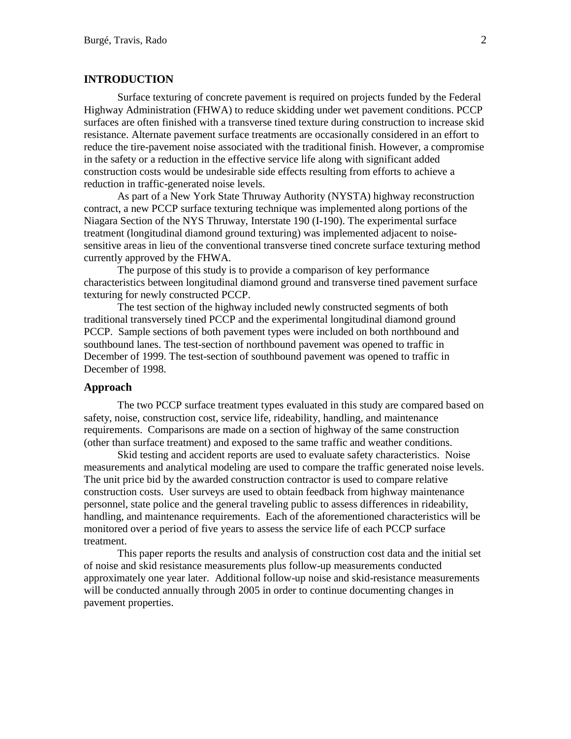## INTRODUCTION

Surface texturing of concrete pavement is required on projects funded by the Federal Highway Administration (FHWA) to reduce skidding under wet pavement conditions. PCCP surfaces are often finished with a transverse tined texture during construction to increase skid resistance. Alternate pavement surface treatments are occasionally considered in an effort to reduce the tire-pavement noise associated with the traditional finish. However, a compromise in the safety or a reduction in the effective service life along with significant added construction costs would be undesirable side effects resulting from efforts to achieve a reduction in traffic-generated noise levels.

As part of a New York State Thruway Authority (NYSTA) highway reconstruction contract, a new PCCP surface texturing technique was implemented along portions of the Niagara Section of the NYS Thruway, Interstate 190 (I-190). The experimental surface treatment (longitudinal diamond ground texturing) was implemented adjacent to noise-sensitive areas in lieu of the conventional transverse tined concrete surface texturing method currently approved by the FHWA.

The purpose of this study is to provide a comparison of key performance characteristics between longitudinal diamond ground and transverse tined pavement surface texturing for newly constructed PCCP.

The test section of the highway included newly constructed segments of both traditional transversely tined PCCP and the experimental longitudinal diamond ground PCCP. Sample sections of both pavement types were included on both northbound and southbound lanes. The test-section of northbound pavement was opened to traffic in December of 1999. The test-section of southbound pavement was opened to traffic in December of 1998.

### Approach

The two PCCP surface treatment types evaluated in this study are compared based on safety, noise, construction cost, service life, rideability, handling, and maintenance requirements. Comparisons are made on a section of highway of the same construction (other than surface treatment) and exposed to the same traffic and weather conditions.

Skid testing and accident reports are used to evaluate safety characteristics. Noise measurements and analytical modeling are used to compare the traffic generated noise levels. The unit price bid by the awarded construction contractor is used to compare relative construction costs. User surveys are used to obtain feedback from highway maintenance personnel, state police and the general traveling public to assess differences in rideability, handling, and maintenance requirements. Each of the aforementioned characteristics will be monitored over a period of five years to assess the service life of each PCCP surface treatment.

This paper reports the results and analysis of construction cost data and the initial set of noise and skid resistance measurements plus follow-up measurements conducted approximately one year later. Additional follow-up noise and skid-resistance measurements will be conducted annually through 2005 in order to continue documenting changes in pavement properties.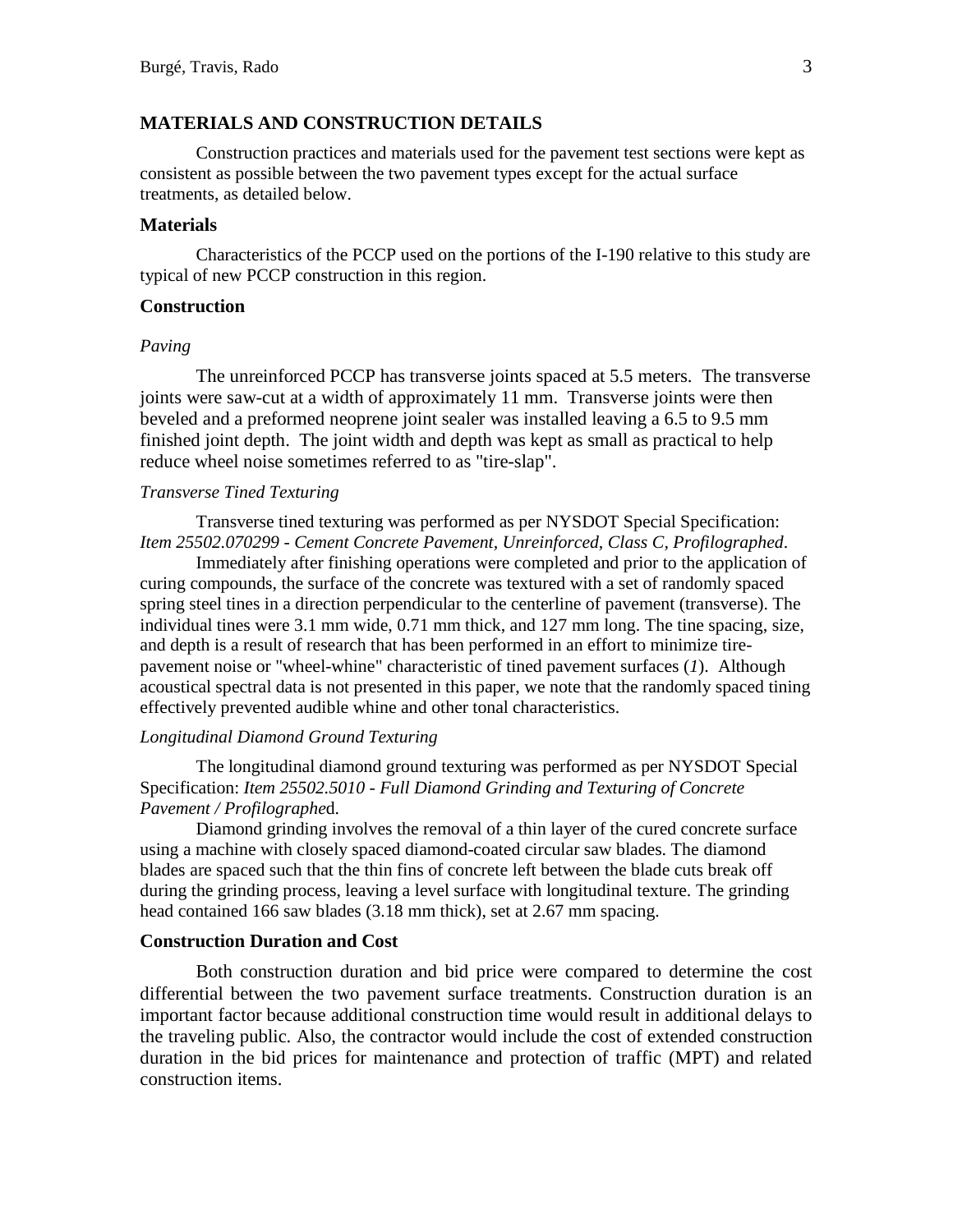## MATERIALS AND CONSTRUCTION DETAILS

Construction practices and materials used for the pavement test sections were kept as consistent as possible between the two pavement types except for the actual surface treatments, as detailed below.

### Materials

Characteristics of the PCCP used on the portions of the I-190 relative to this study are typical of new PCCP construction in this region.

### Construction

#### *Paving*

The unreinforced PCCP has transverse joints spaced at 5.5 meters. The transverse joints were saw-cut at a width of approximately 11 mm. Transverse joints were then beveled and a preformed neoprene joint sealer was installed leaving a 6.5 to 9.5 mm finished joint depth. The joint width and depth was kept as small as practical to help reduce wheel noise sometimes referred to as "tire-slap".

#### *Transverse Tined Texturing*

Transverse tined texturing was performed as per NYSDOT Special Specification: *Item 25502.070299 - Cement Concrete Pavement, Unreinforced, Class C, Profilographed*.

Immediately after finishing operations were completed and prior to the application of curing compounds, the surface of the concrete was textured with a set of randomly spaced spring steel tines in a direction perpendicular to the centerline of pavement (transverse). The individual tines were 3.1 mm wide, 0.71 mm thick, and 127 mm long. The tine spacing, size, and depth is a result of research that has been performed in an effort to minimize tire-pavement noise or "wheel-whine" characteristic of tined pavement surfaces (*1*). Although acoustical spectral data is not presented in this paper, we note that the randomly spaced tining effectively prevented audible whine and other tonal characteristics.

#### *Longitudinal Diamond Ground Texturing*

The longitudinal diamond ground texturing was performed as per NYSDOT Special Specification: *Item 25502.5010 - Full Diamond Grinding and Texturing of Concrete Pavement / Profilographe*d.

Diamond grinding involves the removal of a thin layer of the cured concrete surface using a machine with closely spaced diamond-coated circular saw blades. The diamond blades are spaced such that the thin fins of concrete left between the blade cuts break off during the grinding process, leaving a level surface with longitudinal texture. The grinding head contained 166 saw blades (3.18 mm thick), set at 2.67 mm spacing.

### Construction Duration and Cost

Both construction duration and bid price were compared to determine the cost differential between the two pavement surface treatments. Construction duration is an important factor because additional construction time would result in additional delays to the traveling public. Also, the contractor would include the cost of extended construction duration in the bid prices for maintenance and protection of traffic (MPT) and related construction items.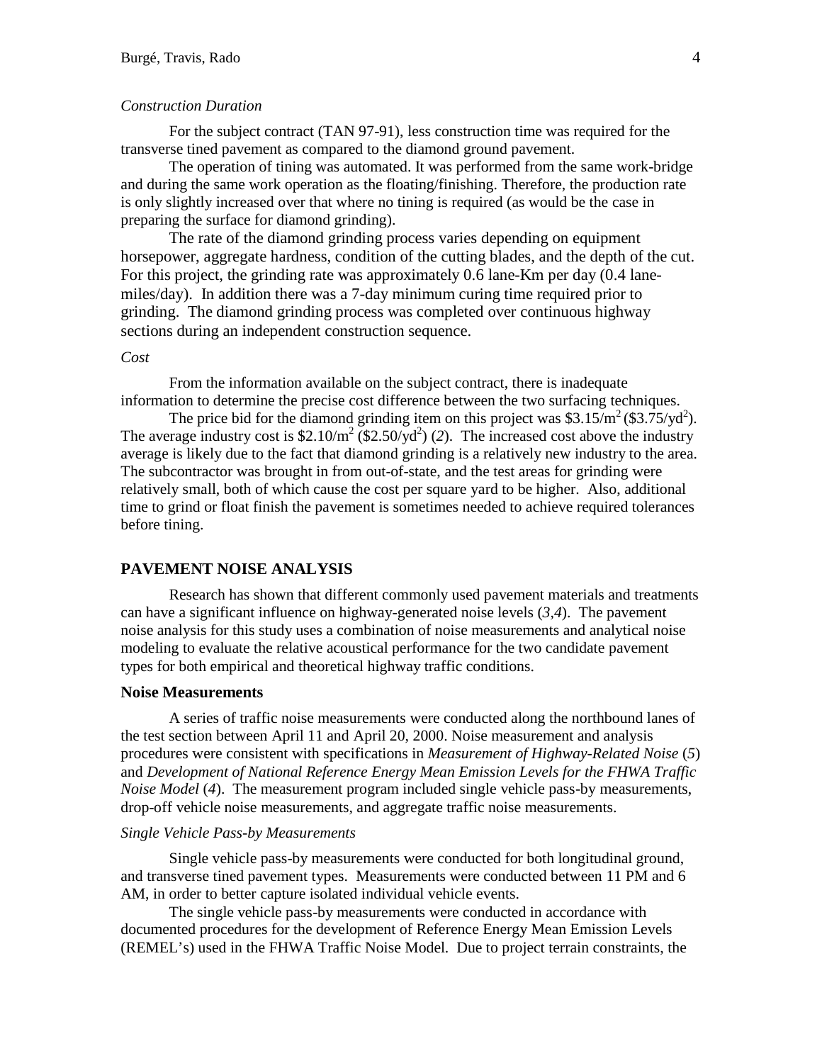*Construction Duration*

For the subject contract (TAN 97-91), less construction time was required for the transverse tined pavement as compared to the diamond ground pavement.

The operation of tining was automated. It was performed from the same work-bridge and during the same work operation as the floating/finishing. Therefore, the production rate is only slightly increased over that where no tining is required (as would be the case in preparing the surface for diamond grinding).

The rate of the diamond grinding process varies depending on equipment horsepower, aggregate hardness, condition of the cutting blades, and the depth of the cut. For this project, the grinding rate was approximately 0.6 lane-Km per day (0.4 lane-miles/day). In addition there was a 7-day minimum curing time required prior to grinding. The diamond grinding process was completed over continuous highway sections during an independent construction sequence.

*Cost*

From the information available on the subject contract, there is inadequate information to determine the precise cost difference between the two surfacing techniques.

The price bid for the diamond grinding item on this project was $\$3.15/m^2$ ($\$3.75/yd^2$). The average industry cost is $\$2.10/m^2$ ($\$2.50/yd^2$) (*2*). The increased cost above the industry average is likely due to the fact that diamond grinding is a relatively new industry to the area. The subcontractor was brought in from out-of-state, and the test areas for grinding were relatively small, both of which cause the cost per square yard to be higher. Also, additional time to grind or float finish the pavement is sometimes needed to achieve required tolerances before tining.

## PAVEMENT NOISE ANALYSIS

Research has shown that different commonly used pavement materials and treatments can have a significant influence on highway-generated noise levels (*3,4*). The pavement noise analysis for this study uses a combination of noise measurements and analytical noise modeling to evaluate the relative acoustical performance for the two candidate pavement types for both empirical and theoretical highway traffic conditions.

### Noise Measurements

A series of traffic noise measurements were conducted along the northbound lanes of the test section between April 11 and April 20, 2000. Noise measurement and analysis procedures were consistent with specifications in *Measurement of Highway-Related Noise* (*5*) and *Development of National Reference Energy Mean Emission Levels for the FHWA Traffic Noise Model* (*4*). The measurement program included single vehicle pass-by measurements, drop-off vehicle noise measurements, and aggregate traffic noise measurements.

*Single Vehicle Pass-by Measurements*

Single vehicle pass-by measurements were conducted for both longitudinal ground, and transverse tined pavement types. Measurements were conducted between 11 PM and 6 AM, in order to better capture isolated individual vehicle events.

The single vehicle pass-by measurements were conducted in accordance with documented procedures for the development of Reference Energy Mean Emission Levels (REMEL's) used in the FHWA Traffic Noise Model. Due to project terrain constraints, the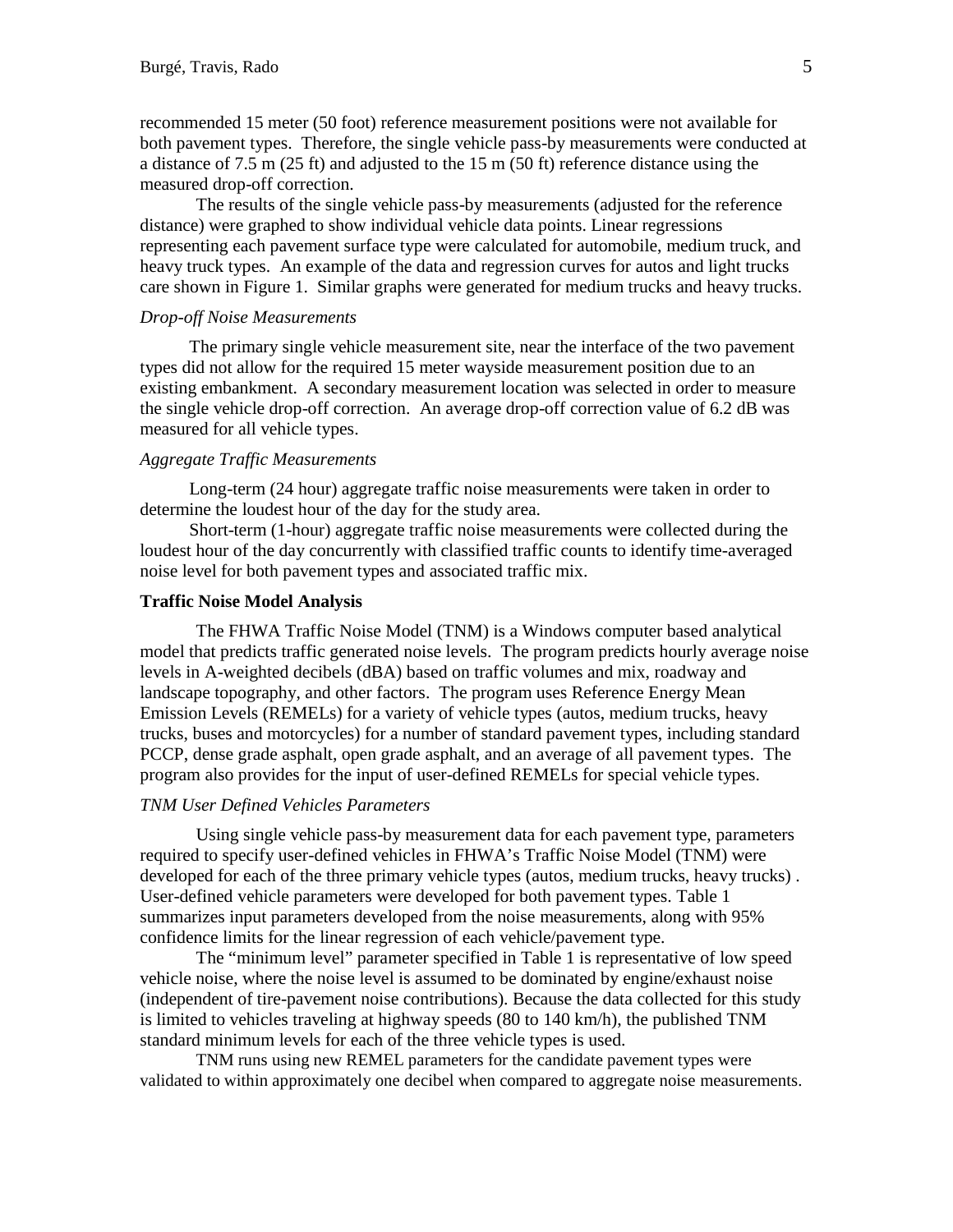recommended 15 meter (50 foot) reference measurement positions were not available for both pavement types. Therefore, the single vehicle pass-by measurements were conducted at a distance of 7.5 m (25 ft) and adjusted to the 15 m (50 ft) reference distance using the measured drop-off correction.

The results of the single vehicle pass-by measurements (adjusted for the reference distance) were graphed to show individual vehicle data points. Linear regressions representing each pavement surface type were calculated for automobile, medium truck, and heavy truck types. An example of the data and regression curves for autos and light trucks care shown in Figure 1. Similar graphs were generated for medium trucks and heavy trucks.

### *Drop-off Noise Measurements*

The primary single vehicle measurement site, near the interface of the two pavement types did not allow for the required 15 meter wayside measurement position due to an existing embankment. A secondary measurement location was selected in order to measure the single vehicle drop-off correction. An average drop-off correction value of 6.2 dB was measured for all vehicle types.

### *Aggregate Traffic Measurements*

Long-term (24 hour) aggregate traffic noise measurements were taken in order to determine the loudest hour of the day for the study area.

Short-term (1-hour) aggregate traffic noise measurements were collected during the loudest hour of the day concurrently with classified traffic counts to identify time-averaged noise level for both pavement types and associated traffic mix.

## **Traffic Noise Model Analysis**

The FHWA Traffic Noise Model (TNM) is a Windows computer based analytical model that predicts traffic generated noise levels. The program predicts hourly average noise levels in A-weighted decibels (dBA) based on traffic volumes and mix, roadway and landscape topography, and other factors. The program uses Reference Energy Mean Emission Levels (REMELs) for a variety of vehicle types (autos, medium trucks, heavy trucks, buses and motorcycles) for a number of standard pavement types, including standard PCCP, dense grade asphalt, open grade asphalt, and an average of all pavement types. The program also provides for the input of user-defined REMELs for special vehicle types.

### *TNM User Defined Vehicles Parameters*

Using single vehicle pass-by measurement data for each pavement type, parameters required to specify user-defined vehicles in FHWA's Traffic Noise Model (TNM) were developed for each of the three primary vehicle types (autos, medium trucks, heavy trucks) . User-defined vehicle parameters were developed for both pavement types. Table 1 summarizes input parameters developed from the noise measurements, along with 95% confidence limits for the linear regression of each vehicle/pavement type.

The "minimum level" parameter specified in Table 1 is representative of low speed vehicle noise, where the noise level is assumed to be dominated by engine/exhaust noise (independent of tire-pavement noise contributions). Because the data collected for this study is limited to vehicles traveling at highway speeds (80 to 140 km/h), the published TNM standard minimum levels for each of the three vehicle types is used.

TNM runs using new REMEL parameters for the candidate pavement types were validated to within approximately one decibel when compared to aggregate noise measurements.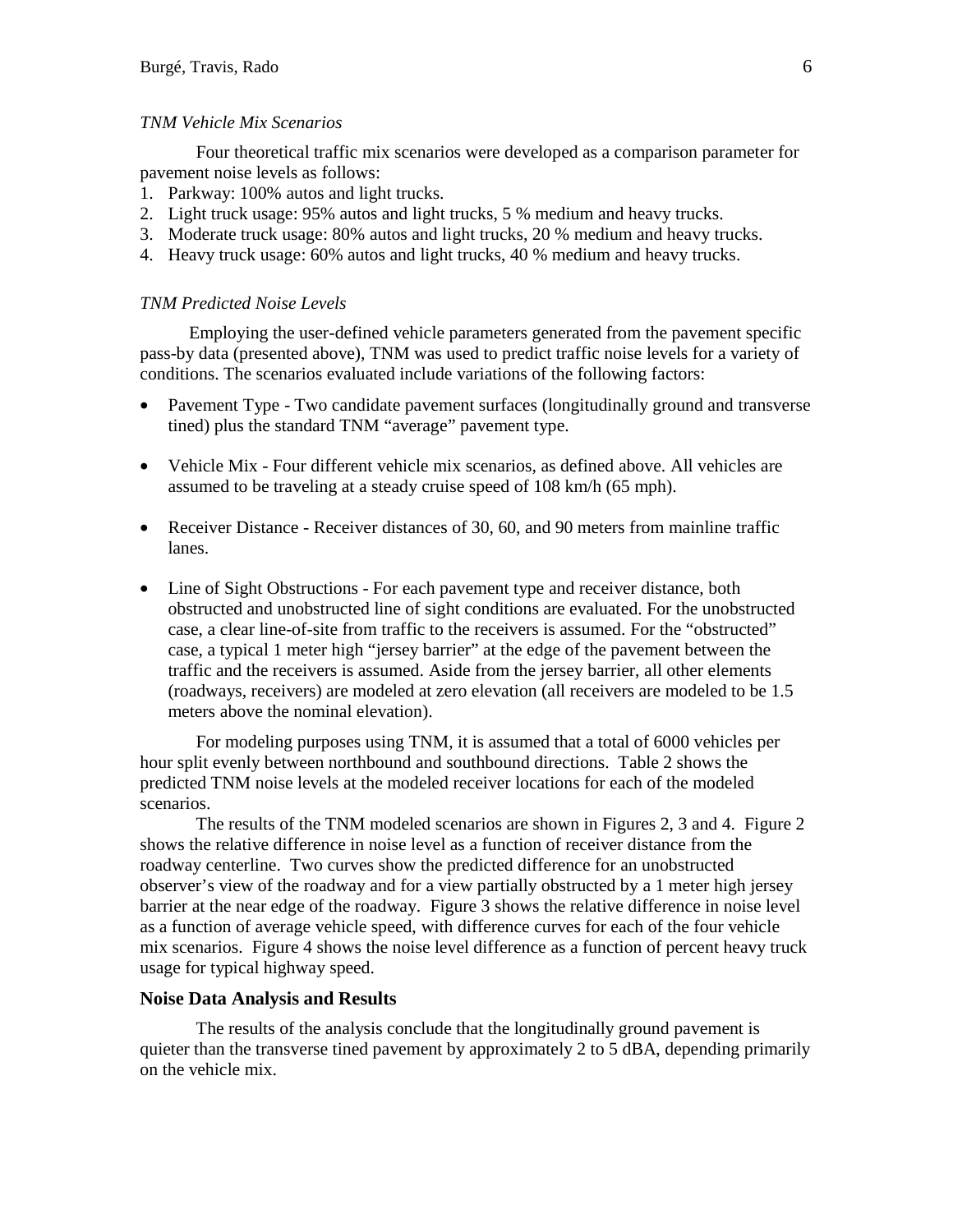*TNM Vehicle Mix Scenarios*

Four theoretical traffic mix scenarios were developed as a comparison parameter for pavement noise levels as follows:

1. Parkway: 100% autos and light trucks.
2. Light truck usage: 95% autos and light trucks, 5 % medium and heavy trucks.
3. Moderate truck usage: 80% autos and light trucks, 20 % medium and heavy trucks.
4. Heavy truck usage: 60% autos and light trucks, 40 % medium and heavy trucks.

*TNM Predicted Noise Levels*

Employing the user-defined vehicle parameters generated from the pavement specific pass-by data (presented above), TNM was used to predict traffic noise levels for a variety of conditions. The scenarios evaluated include variations of the following factors:

- Pavement Type - Two candidate pavement surfaces (longitudinally ground and transverse tined) plus the standard TNM "average" pavement type.
- Vehicle Mix - Four different vehicle mix scenarios, as defined above. All vehicles are assumed to be traveling at a steady cruise speed of 108 km/h (65 mph).
- Receiver Distance - Receiver distances of 30, 60, and 90 meters from mainline traffic lanes.
- Line of Sight Obstructions - For each pavement type and receiver distance, both obstructed and unobstructed line of sight conditions are evaluated. For the unobstructed case, a clear line-of-site from traffic to the receivers is assumed. For the "obstructed" case, a typical 1 meter high "jersey barrier" at the edge of the pavement between the traffic and the receivers is assumed. Aside from the jersey barrier, all other elements (roadways, receivers) are modeled at zero elevation (all receivers are modeled to be 1.5 meters above the nominal elevation).

For modeling purposes using TNM, it is assumed that a total of 6000 vehicles per hour split evenly between northbound and southbound directions. Table 2 shows the predicted TNM noise levels at the modeled receiver locations for each of the modeled scenarios.

The results of the TNM modeled scenarios are shown in Figures 2, 3 and 4. Figure 2 shows the relative difference in noise level as a function of receiver distance from the roadway centerline. Two curves show the predicted difference for an unobstructed observer's view of the roadway and for a view partially obstructed by a 1 meter high jersey barrier at the near edge of the roadway. Figure 3 shows the relative difference in noise level as a function of average vehicle speed, with difference curves for each of the four vehicle mix scenarios. Figure 4 shows the noise level difference as a function of percent heavy truck usage for typical highway speed.

## Noise Data Analysis and Results

The results of the analysis conclude that the longitudinally ground pavement is quieter than the transverse tined pavement by approximately 2 to 5 dBA, depending primarily on the vehicle mix.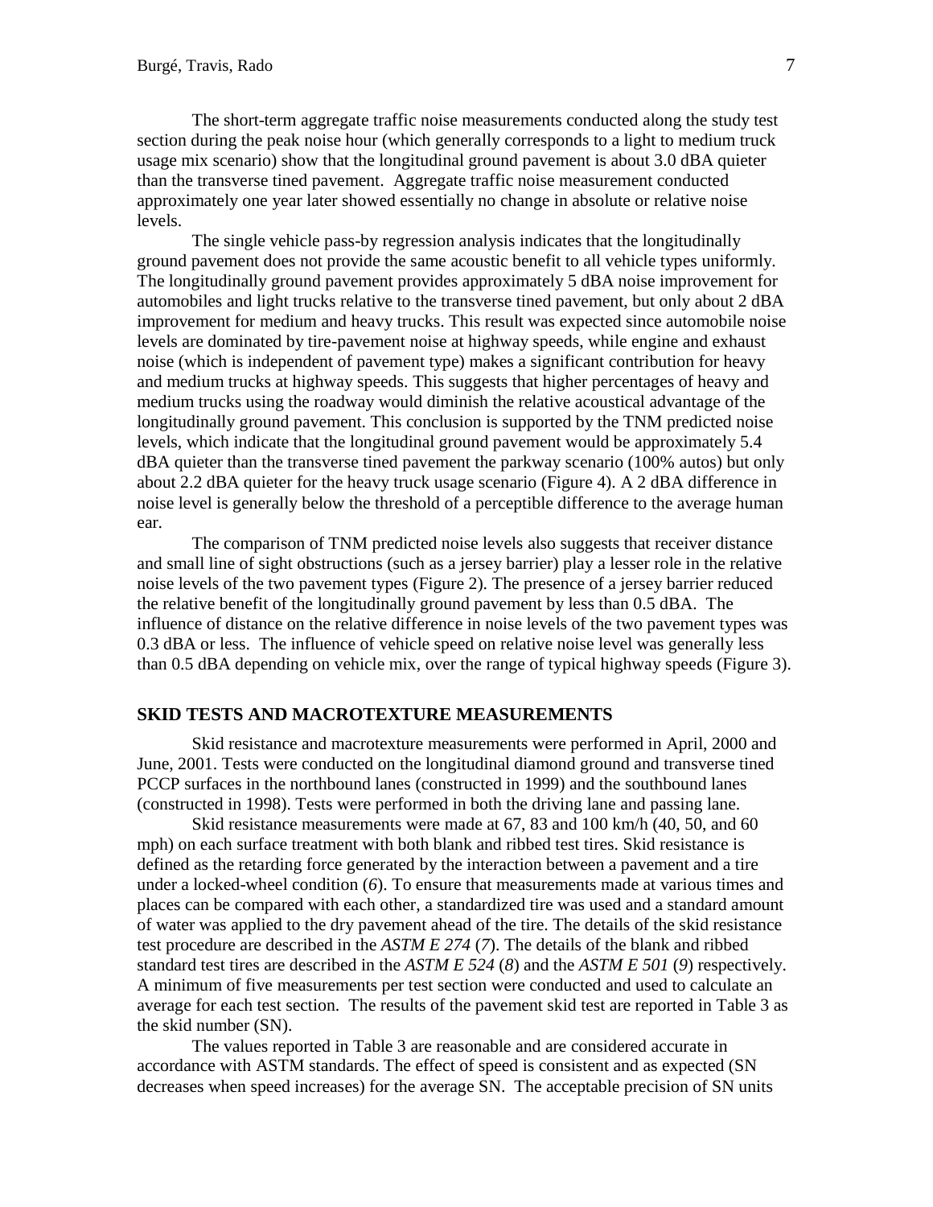The short-term aggregate traffic noise measurements conducted along the study test section during the peak noise hour (which generally corresponds to a light to medium truck usage mix scenario) show that the longitudinal ground pavement is about 3.0 dBA quieter than the transverse tined pavement. Aggregate traffic noise measurement conducted approximately one year later showed essentially no change in absolute or relative noise levels.

The single vehicle pass-by regression analysis indicates that the longitudinally ground pavement does not provide the same acoustic benefit to all vehicle types uniformly. The longitudinally ground pavement provides approximately 5 dBA noise improvement for automobiles and light trucks relative to the transverse tined pavement, but only about 2 dBA improvement for medium and heavy trucks. This result was expected since automobile noise levels are dominated by tire-pavement noise at highway speeds, while engine and exhaust noise (which is independent of pavement type) makes a significant contribution for heavy and medium trucks at highway speeds. This suggests that higher percentages of heavy and medium trucks using the roadway would diminish the relative acoustical advantage of the longitudinally ground pavement. This conclusion is supported by the TNM predicted noise levels, which indicate that the longitudinal ground pavement would be approximately 5.4 dBA quieter than the transverse tined pavement the parkway scenario (100% autos) but only about 2.2 dBA quieter for the heavy truck usage scenario (Figure 4). A 2 dBA difference in noise level is generally below the threshold of a perceptible difference to the average human ear.

The comparison of TNM predicted noise levels also suggests that receiver distance and small line of sight obstructions (such as a jersey barrier) play a lesser role in the relative noise levels of the two pavement types (Figure 2). The presence of a jersey barrier reduced the relative benefit of the longitudinally ground pavement by less than 0.5 dBA. The influence of distance on the relative difference in noise levels of the two pavement types was 0.3 dBA or less. The influence of vehicle speed on relative noise level was generally less than 0.5 dBA depending on vehicle mix, over the range of typical highway speeds (Figure 3).

## SKID TESTS AND MACROTEXTURE MEASUREMENTS

Skid resistance and macrotexture measurements were performed in April, 2000 and June, 2001. Tests were conducted on the longitudinal diamond ground and transverse tined PCCP surfaces in the northbound lanes (constructed in 1999) and the southbound lanes (constructed in 1998). Tests were performed in both the driving lane and passing lane.

Skid resistance measurements were made at 67, 83 and 100 km/h (40, 50, and 60 mph) on each surface treatment with both blank and ribbed test tires. Skid resistance is defined as the retarding force generated by the interaction between a pavement and a tire under a locked-wheel condition (*6*). To ensure that measurements made at various times and places can be compared with each other, a standardized tire was used and a standard amount of water was applied to the dry pavement ahead of the tire. The details of the skid resistance test procedure are described in the *ASTM E 274* (*7*). The details of the blank and ribbed standard test tires are described in the *ASTM E 524* (*8*) and the *ASTM E 501* (*9*) respectively. A minimum of five measurements per test section were conducted and used to calculate an average for each test section. The results of the pavement skid test are reported in Table 3 as the skid number (SN).

The values reported in Table 3 are reasonable and are considered accurate in accordance with ASTM standards. The effect of speed is consistent and as expected (SN decreases when speed increases) for the average SN. The acceptable precision of SN units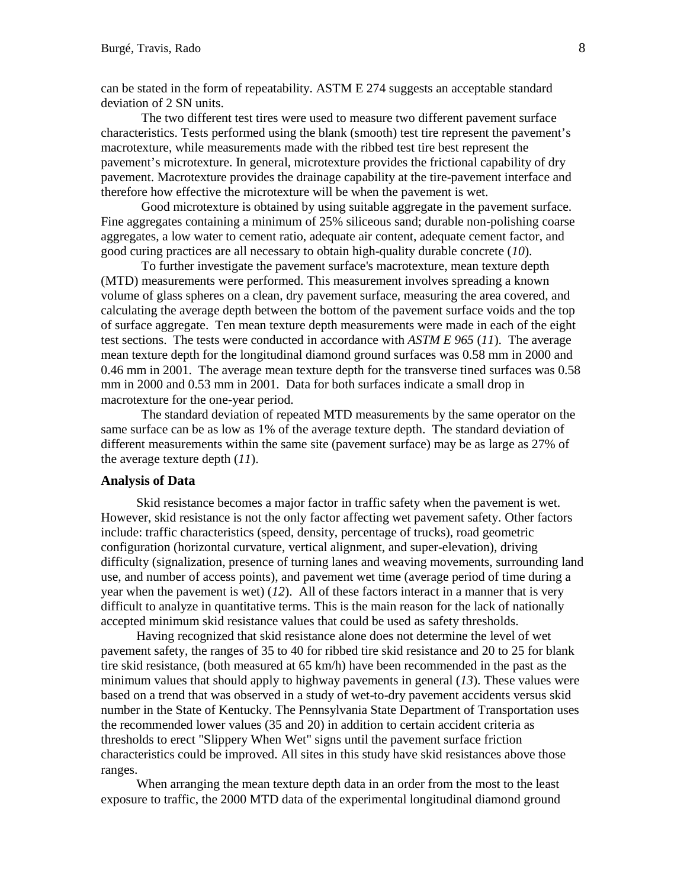can be stated in the form of repeatability. ASTM E 274 suggests an acceptable standard deviation of 2 SN units.

The two different test tires were used to measure two different pavement surface characteristics. Tests performed using the blank (smooth) test tire represent the pavement's macrotexture, while measurements made with the ribbed test tire best represent the pavement's microtexture. In general, microtexture provides the frictional capability of dry pavement. Macrotexture provides the drainage capability at the tire-pavement interface and therefore how effective the microtexture will be when the pavement is wet.

Good microtexture is obtained by using suitable aggregate in the pavement surface. Fine aggregates containing a minimum of 25% siliceous sand; durable non-polishing coarse aggregates, a low water to cement ratio, adequate air content, adequate cement factor, and good curing practices are all necessary to obtain high-quality durable concrete (*10*).

To further investigate the pavement surface's macrotexture, mean texture depth (MTD) measurements were performed. This measurement involves spreading a known volume of glass spheres on a clean, dry pavement surface, measuring the area covered, and calculating the average depth between the bottom of the pavement surface voids and the top of surface aggregate. Ten mean texture depth measurements were made in each of the eight test sections. The tests were conducted in accordance with *ASTM E 965* (*11*). The average mean texture depth for the longitudinal diamond ground surfaces was 0.58 mm in 2000 and 0.46 mm in 2001. The average mean texture depth for the transverse tined surfaces was 0.58 mm in 2000 and 0.53 mm in 2001. Data for both surfaces indicate a small drop in macrotexture for the one-year period.

The standard deviation of repeated MTD measurements by the same operator on the same surface can be as low as 1% of the average texture depth. The standard deviation of different measurements within the same site (pavement surface) may be as large as 27% of the average texture depth (*11*).

## Analysis of Data

Skid resistance becomes a major factor in traffic safety when the pavement is wet. However, skid resistance is not the only factor affecting wet pavement safety. Other factors include: traffic characteristics (speed, density, percentage of trucks), road geometric configuration (horizontal curvature, vertical alignment, and super-elevation), driving difficulty (signalization, presence of turning lanes and weaving movements, surrounding land use, and number of access points), and pavement wet time (average period of time during a year when the pavement is wet) (*12*). All of these factors interact in a manner that is very difficult to analyze in quantitative terms. This is the main reason for the lack of nationally accepted minimum skid resistance values that could be used as safety thresholds.

Having recognized that skid resistance alone does not determine the level of wet pavement safety, the ranges of 35 to 40 for ribbed tire skid resistance and 20 to 25 for blank tire skid resistance, (both measured at 65 km/h) have been recommended in the past as the minimum values that should apply to highway pavements in general (*13*). These values were based on a trend that was observed in a study of wet-to-dry pavement accidents versus skid number in the State of Kentucky. The Pennsylvania State Department of Transportation uses the recommended lower values (35 and 20) in addition to certain accident criteria as thresholds to erect "Slippery When Wet" signs until the pavement surface friction characteristics could be improved. All sites in this study have skid resistances above those ranges.

When arranging the mean texture depth data in an order from the most to the least exposure to traffic, the 2000 MTD data of the experimental longitudinal diamond ground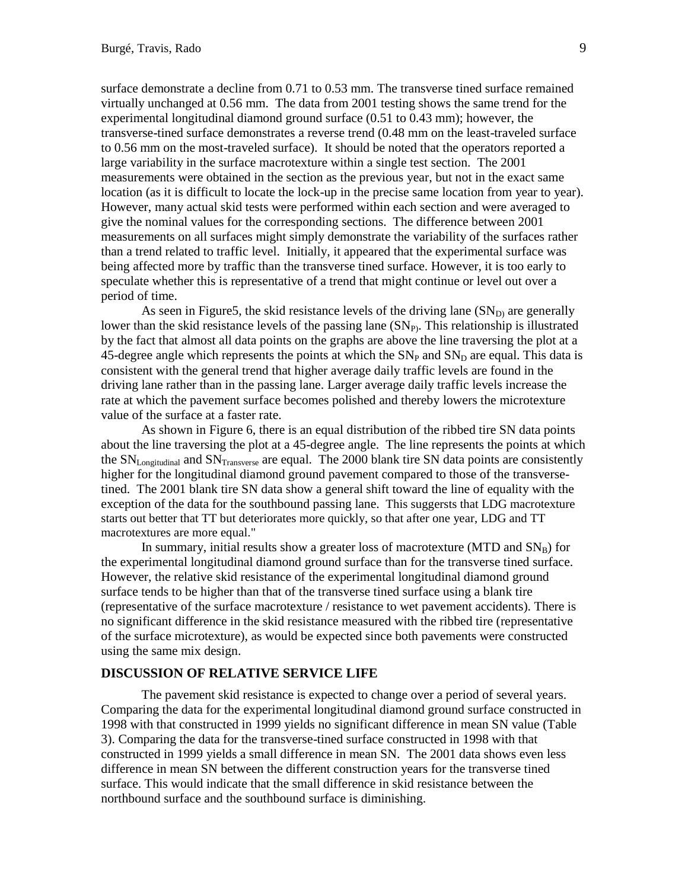surface demonstrate a decline from 0.71 to 0.53 mm. The transverse tined surface remained virtually unchanged at 0.56 mm. The data from 2001 testing shows the same trend for the experimental longitudinal diamond ground surface (0.51 to 0.43 mm); however, the transverse-tined surface demonstrates a reverse trend (0.48 mm on the least-traveled surface to 0.56 mm on the most-traveled surface). It should be noted that the operators reported a large variability in the surface macrotexture within a single test section. The 2001 measurements were obtained in the section as the previous year, but not in the exact same location (as it is difficult to locate the lock-up in the precise same location from year to year). However, many actual skid tests were performed within each section and were averaged to give the nominal values for the corresponding sections. The difference between 2001 measurements on all surfaces might simply demonstrate the variability of the surfaces rather than a trend related to traffic level. Initially, it appeared that the experimental surface was being affected more by traffic than the transverse tined surface. However, it is too early to speculate whether this is representative of a trend that might continue or level out over a period of time.

As seen in Figure5, the skid resistance levels of the driving lane ($SN_{D)}$ are generally lower than the skid resistance levels of the passing lane ($SN_{P)}$. This relationship is illustrated by the fact that almost all data points on the graphs are above the line traversing the plot at a 45-degree angle which represents the points at which the $SN_P$ and $SN_D$ are equal. This data is consistent with the general trend that higher average daily traffic levels are found in the driving lane rather than in the passing lane. Larger average daily traffic levels increase the rate at which the pavement surface becomes polished and thereby lowers the microtexture value of the surface at a faster rate.

As shown in Figure 6, there is an equal distribution of the ribbed tire SN data points about the line traversing the plot at a 45-degree angle. The line represents the points at which the $SN_{Longitudinal}$ and $SN_{Transverse}$ are equal. The 2000 blank tire SN data points are consistently higher for the longitudinal diamond ground pavement compared to those of the transverse-tined. The 2001 blank tire SN data show a general shift toward the line of equality with the exception of the data for the southbound passing lane. This suggersts that LDG macrotexture starts out better that TT but deteriorates more quickly, so that after one year, LDG and TT macrotextures are more equal."

In summary, initial results show a greater loss of macrotexture (MTD and $SN_B$) for the experimental longitudinal diamond ground surface than for the transverse tined surface. However, the relative skid resistance of the experimental longitudinal diamond ground surface tends to be higher than that of the transverse tined surface using a blank tire (representative of the surface macrotexture / resistance to wet pavement accidents). There is no significant difference in the skid resistance measured with the ribbed tire (representative of the surface microtexture), as would be expected since both pavements were constructed using the same mix design.

## DISCUSSION OF RELATIVE SERVICE LIFE

The pavement skid resistance is expected to change over a period of several years. Comparing the data for the experimental longitudinal diamond ground surface constructed in 1998 with that constructed in 1999 yields no significant difference in mean SN value (Table 3). Comparing the data for the transverse-tined surface constructed in 1998 with that constructed in 1999 yields a small difference in mean SN. The 2001 data shows even less difference in mean SN between the different construction years for the transverse tined surface. This would indicate that the small difference in skid resistance between the northbound surface and the southbound surface is diminishing.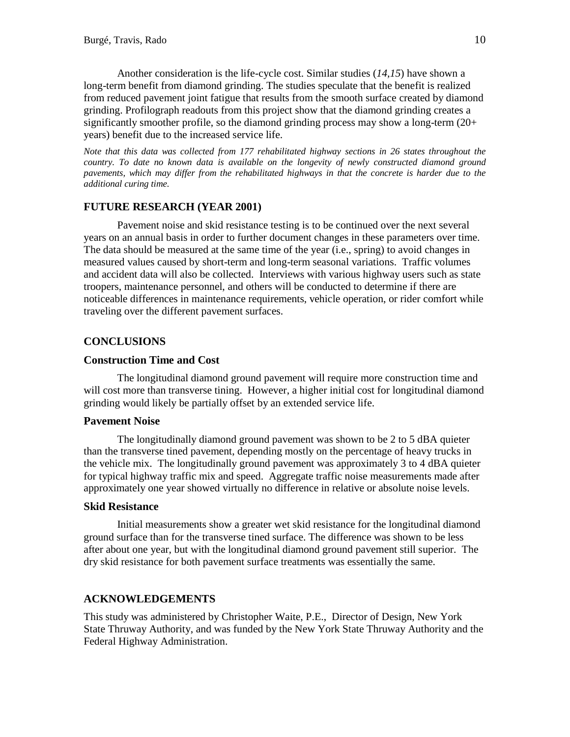Another consideration is the life-cycle cost. Similar studies (*14,15*) have shown a long-term benefit from diamond grinding. The studies speculate that the benefit is realized from reduced pavement joint fatigue that results from the smooth surface created by diamond grinding. Profilograph readouts from this project show that the diamond grinding creates a significantly smoother profile, so the diamond grinding process may show a long-term (20+ years) benefit due to the increased service life.

*Note that this data was collected from 177 rehabilitated highway sections in 26 states throughout the country. To date no known data is available on the longevity of newly constructed diamond ground pavements, which may differ from the rehabilitated highways in that the concrete is harder due to the additional curing time.*

## FUTURE RESEARCH (YEAR 2001)

Pavement noise and skid resistance testing is to be continued over the next several years on an annual basis in order to further document changes in these parameters over time. The data should be measured at the same time of the year (i.e., spring) to avoid changes in measured values caused by short-term and long-term seasonal variations. Traffic volumes and accident data will also be collected. Interviews with various highway users such as state troopers, maintenance personnel, and others will be conducted to determine if there are noticeable differences in maintenance requirements, vehicle operation, or rider comfort while traveling over the different pavement surfaces.

## CONCLUSIONS

### Construction Time and Cost

The longitudinal diamond ground pavement will require more construction time and will cost more than transverse tining. However, a higher initial cost for longitudinal diamond grinding would likely be partially offset by an extended service life.

### Pavement Noise

The longitudinally diamond ground pavement was shown to be 2 to 5 dBA quieter than the transverse tined pavement, depending mostly on the percentage of heavy trucks in the vehicle mix. The longitudinally ground pavement was approximately 3 to 4 dBA quieter for typical highway traffic mix and speed. Aggregate traffic noise measurements made after approximately one year showed virtually no difference in relative or absolute noise levels.

### Skid Resistance

Initial measurements show a greater wet skid resistance for the longitudinal diamond ground surface than for the transverse tined surface. The difference was shown to be less after about one year, but with the longitudinal diamond ground pavement still superior. The dry skid resistance for both pavement surface treatments was essentially the same.

## ACKNOWLEDGEMENTS

This study was administered by Christopher Waite, P.E., Director of Design, New York State Thruway Authority, and was funded by the New York State Thruway Authority and the Federal Highway Administration.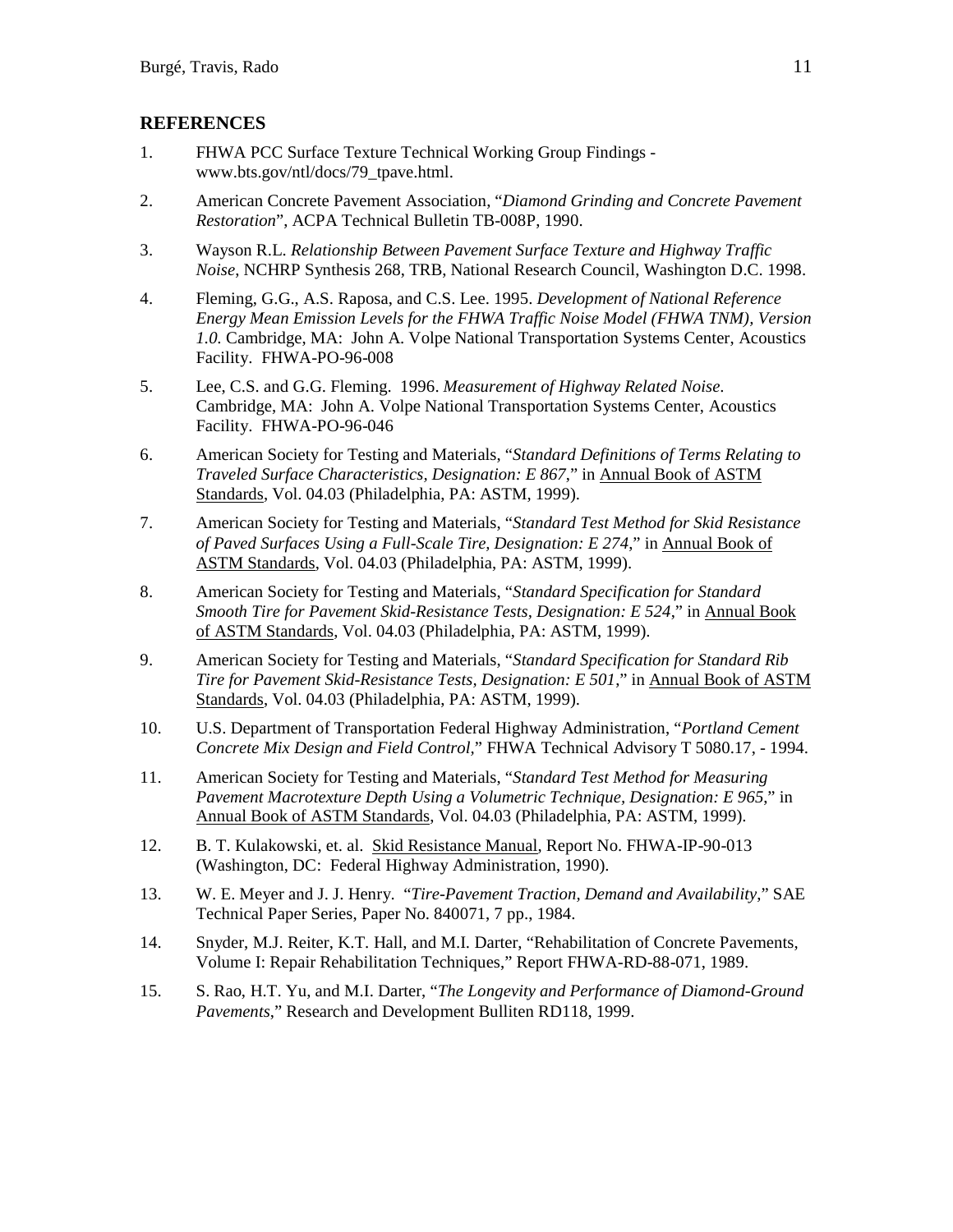**REFERENCES**

1. FHWA PCC Surface Texture Technical Working Group Findings - www.bts.gov/ntl/docs/79_tpave.html.
2. American Concrete Pavement Association, "*Diamond Grinding and Concrete Pavement Restoration*", ACPA Technical Bulletin TB-008P, 1990.
3. Wayson R.L. *Relationship Between Pavement Surface Texture and Highway Traffic Noise*, NCHRP Synthesis 268, TRB, National Research Council, Washington D.C. 1998.
4. Fleming, G.G., A.S. Raposa, and C.S. Lee. 1995. *Development of National Reference Energy Mean Emission Levels for the FHWA Traffic Noise Model (FHWA TNM), Version 1.0.* Cambridge, MA: John A. Volpe National Transportation Systems Center, Acoustics Facility. FHWA-PO-96-008
5. Lee, C.S. and G.G. Fleming. 1996. *Measurement of Highway Related Noise.* Cambridge, MA: John A. Volpe National Transportation Systems Center, Acoustics Facility. FHWA-PO-96-046
6. American Society for Testing and Materials, "*Standard Definitions of Terms Relating to Traveled Surface Characteristics, Designation: E 867*," in Annual Book of ASTM Standards, Vol. 04.03 (Philadelphia, PA: ASTM, 1999).
7. American Society for Testing and Materials, "*Standard Test Method for Skid Resistance of Paved Surfaces Using a Full-Scale Tire, Designation: E 274*," in Annual Book of ASTM Standards, Vol. 04.03 (Philadelphia, PA: ASTM, 1999).
8. American Society for Testing and Materials, "*Standard Specification for Standard Smooth Tire for Pavement Skid-Resistance Tests, Designation: E 524*," in Annual Book of ASTM Standards, Vol. 04.03 (Philadelphia, PA: ASTM, 1999).
9. American Society for Testing and Materials, "*Standard Specification for Standard Rib Tire for Pavement Skid-Resistance Tests, Designation: E 501*," in Annual Book of ASTM Standards, Vol. 04.03 (Philadelphia, PA: ASTM, 1999).
10. U.S. Department of Transportation Federal Highway Administration, "*Portland Cement Concrete Mix Design and Field Control*," FHWA Technical Advisory T 5080.17, - 1994.
11. American Society for Testing and Materials, "*Standard Test Method for Measuring Pavement Macrotexture Depth Using a Volumetric Technique, Designation: E 965*," in Annual Book of ASTM Standards, Vol. 04.03 (Philadelphia, PA: ASTM, 1999).
12. B. T. Kulakowski, et. al. Skid Resistance Manual, Report No. FHWA-IP-90-013 (Washington, DC: Federal Highway Administration, 1990).
13. W. E. Meyer and J. J. Henry. "*Tire-Pavement Traction, Demand and Availability*," SAE Technical Paper Series, Paper No. 840071, 7 pp., 1984.
14. Snyder, M.J. Reiter, K.T. Hall, and M.I. Darter, "Rehabilitation of Concrete Pavements, Volume I: Repair Rehabilitation Techniques," Report FHWA-RD-88-071, 1989.
15. S. Rao, H.T. Yu, and M.I. Darter, "*The Longevity and Performance of Diamond-Ground Pavements*," Research and Development Bulliten RD118, 1999.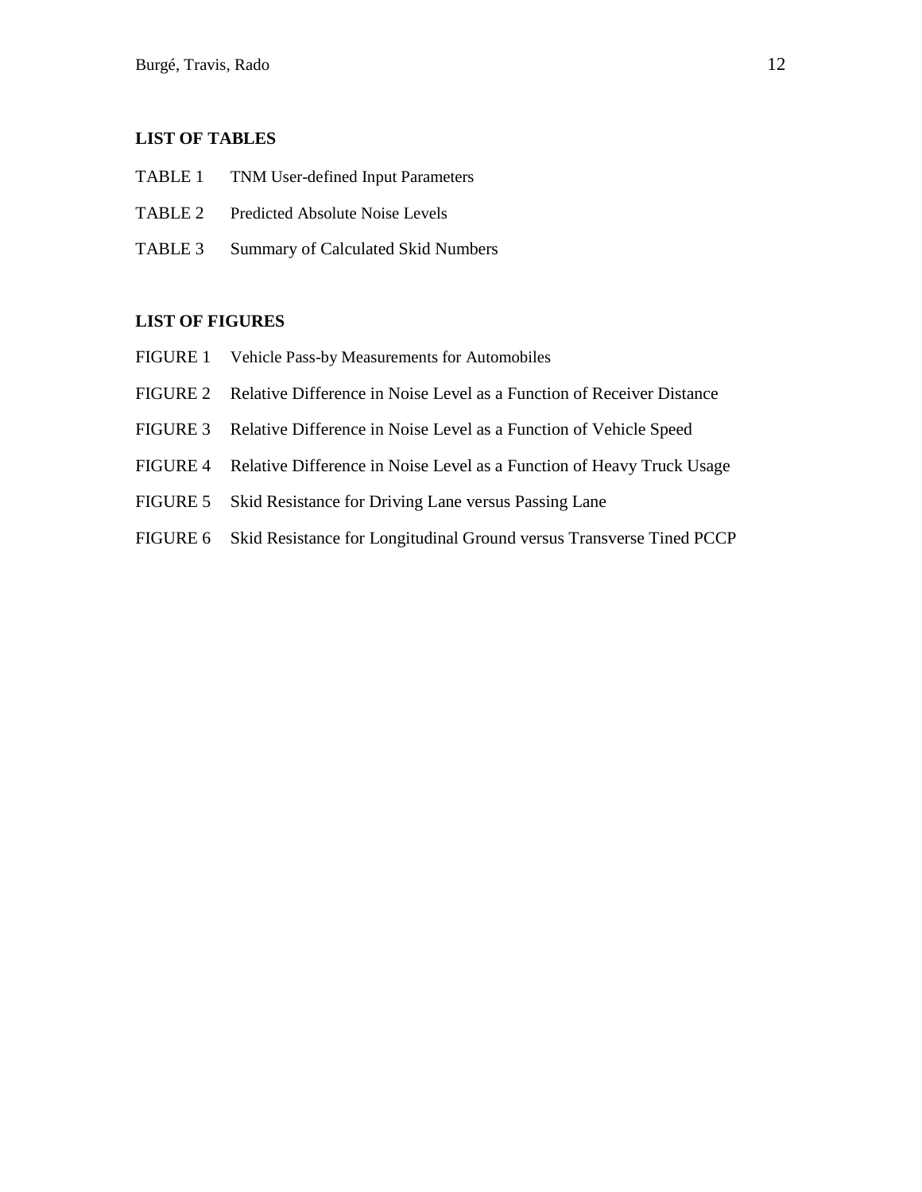**LIST OF TABLES**

TABLE 1 TNM User-defined Input Parameters

TABLE 2 Predicted Absolute Noise Levels

TABLE 3 Summary of Calculated Skid Numbers

**LIST OF FIGURES**

FIGURE 1 Vehicle Pass-by Measurements for Automobiles

FIGURE 2 Relative Difference in Noise Level as a Function of Receiver Distance

FIGURE 3 Relative Difference in Noise Level as a Function of Vehicle Speed

FIGURE 4 Relative Difference in Noise Level as a Function of Heavy Truck Usage

FIGURE 5 Skid Resistance for Driving Lane versus Passing Lane

FIGURE 6 Skid Resistance for Longitudinal Ground versus Transverse Tined PCCP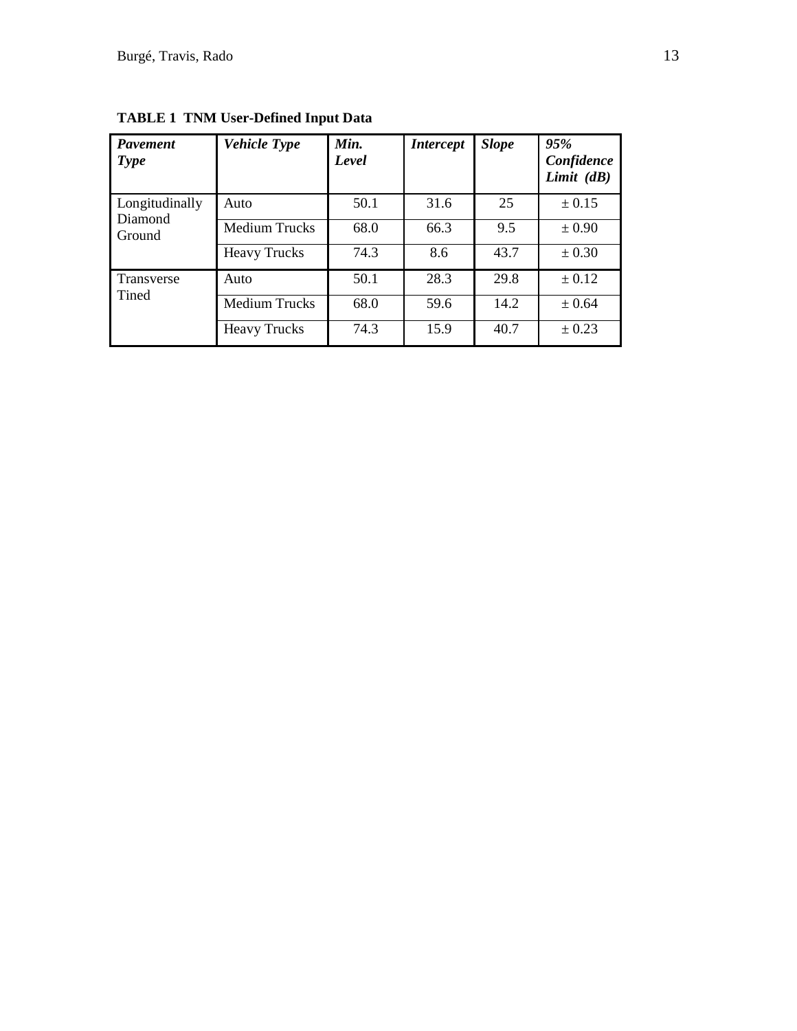**TABLE 1 TNM User-Defined Input Data**

| *Pavement Type* | *Vehicle Type* | *Min. Level* | *Intercept* | *Slope* | *95% Confidence Limit (dB)* |
|---|---|---|---|---|---|
| Longitudinally Diamond Ground | Auto | 50.1 | 31.6 | 25 | ± 0.15 |
| | Medium Trucks | 68.0 | 66.3 | 9.5 | ± 0.90 |
| | Heavy Trucks | 74.3 | 8.6 | 43.7 | ± 0.30 |
| Transverse Tined | Auto | 50.1 | 28.3 | 29.8 | ± 0.12 |
| | Medium Trucks | 68.0 | 59.6 | 14.2 | ± 0.64 |
| | Heavy Trucks | 74.3 | 15.9 | 40.7 | ± 0.23 |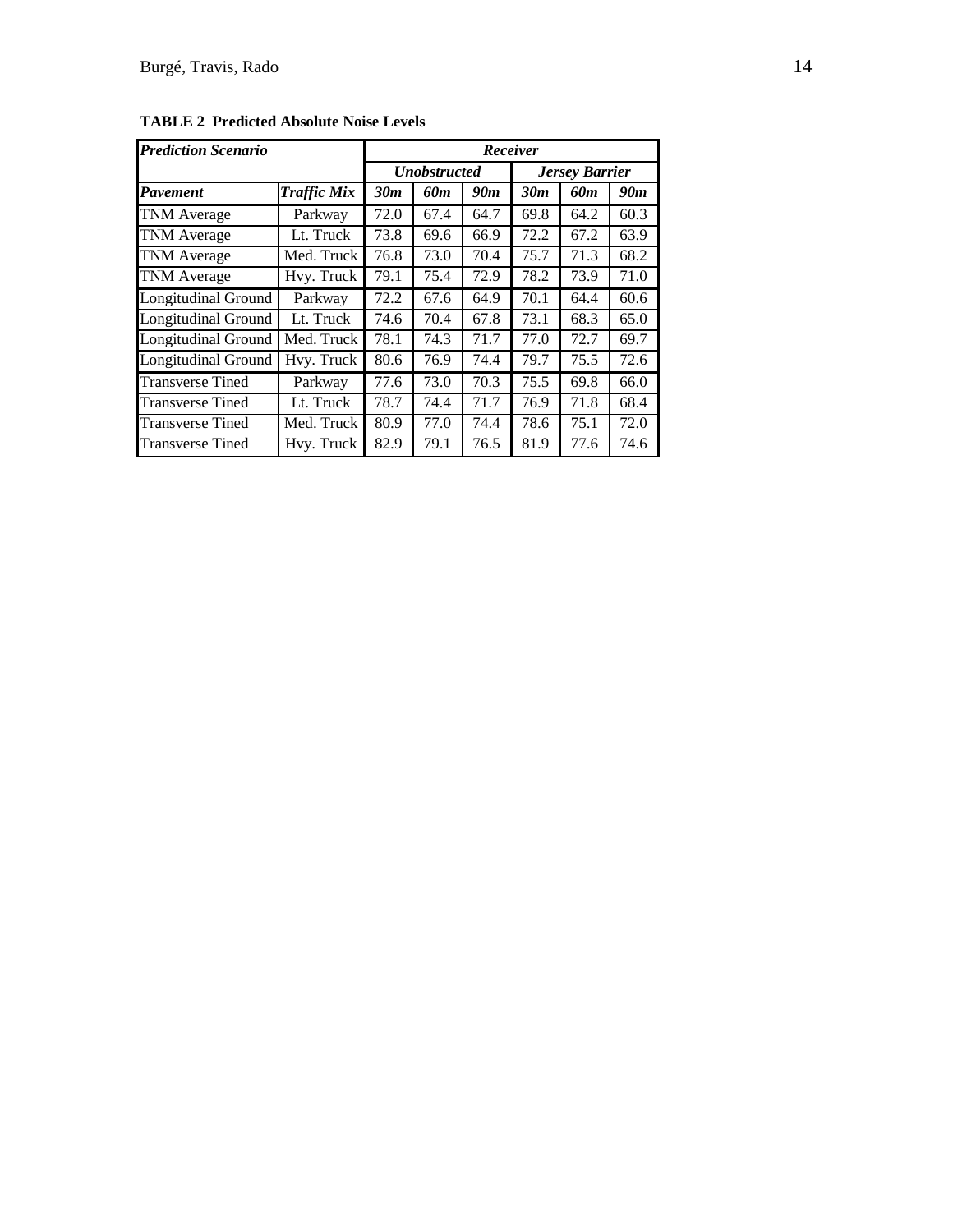**TABLE 2 Predicted Absolute Noise Levels**

| ***Prediction Scenario*** | | ***Receiver*** | | | | | |
|---|---|---|---|---|---|---|---|
| | | ***Unobstructed*** | | | ***Jersey Barrier*** | | |
| ***Pavement*** | ***Traffic Mix*** | ***30m*** | ***60m*** | ***90m*** | ***30m*** | ***60m*** | ***90m*** |
| TNM Average | Parkway | 72.0 | 67.4 | 64.7 | 69.8 | 64.2 | 60.3 |
| TNM Average | Lt. Truck | 73.8 | 69.6 | 66.9 | 72.2 | 67.2 | 63.9 |
| TNM Average | Med. Truck | 76.8 | 73.0 | 70.4 | 75.7 | 71.3 | 68.2 |
| TNM Average | Hvy. Truck | 79.1 | 75.4 | 72.9 | 78.2 | 73.9 | 71.0 |
| Longitudinal Ground | Parkway | 72.2 | 67.6 | 64.9 | 70.1 | 64.4 | 60.6 |
| Longitudinal Ground | Lt. Truck | 74.6 | 70.4 | 67.8 | 73.1 | 68.3 | 65.0 |
| Longitudinal Ground | Med. Truck | 78.1 | 74.3 | 71.7 | 77.0 | 72.7 | 69.7 |
| Longitudinal Ground | Hvy. Truck | 80.6 | 76.9 | 74.4 | 79.7 | 75.5 | 72.6 |
| Transverse Tined | Parkway | 77.6 | 73.0 | 70.3 | 75.5 | 69.8 | 66.0 |
| Transverse Tined | Lt. Truck | 78.7 | 74.4 | 71.7 | 76.9 | 71.8 | 68.4 |
| Transverse Tined | Med. Truck | 80.9 | 77.0 | 74.4 | 78.6 | 75.1 | 72.0 |
| Transverse Tined | Hvy. Truck | 82.9 | 79.1 | 76.5 | 81.9 | 77.6 | 74.6 |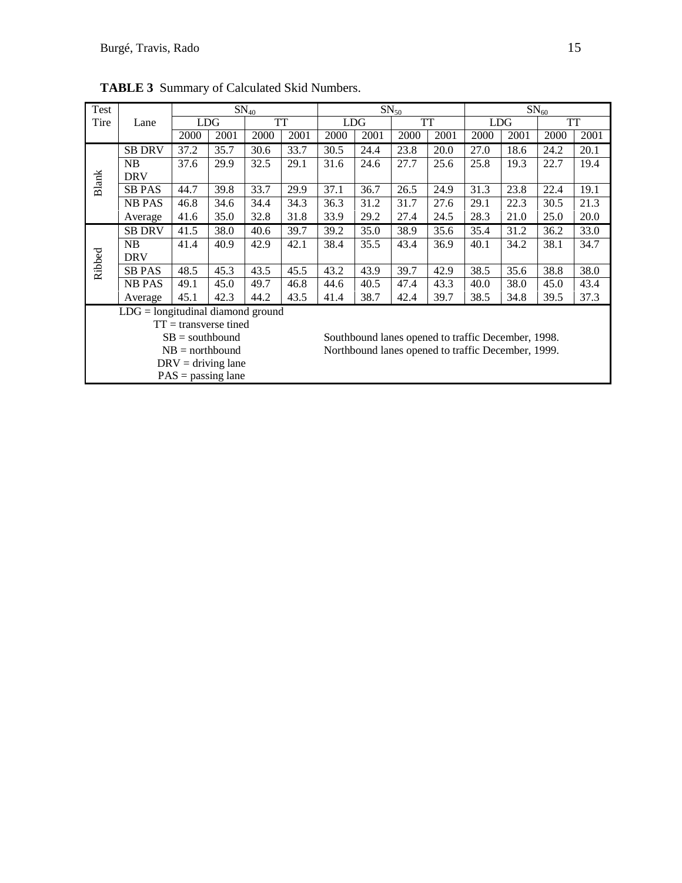**TABLE 3** Summary of Calculated Skid Numbers.

| Test Tire | Lane | $SN_{40}$ | | | | $SN_{50}$ | | | | $SN_{60}$ | | | |
|---|---|---|---|---|---|---|---|---|---|---|---|---|---|
| | | LDG | | TT | | LDG | | TT | | LDG | | TT | |
| | | 2000 | 2001 | 2000 | 2001 | 2000 | 2001 | 2000 | 2001 | 2000 | 2001 | 2000 | 2001 |
| Blank | SB DRV | 37.2 | 35.7 | 30.6 | 33.7 | 30.5 | 24.4 | 23.8 | 20.0 | 27.0 | 18.6 | 24.2 | 20.1 |
| | NB DRV | 37.6 | 29.9 | 32.5 | 29.1 | 31.6 | 24.6 | 27.7 | 25.6 | 25.8 | 19.3 | 22.7 | 19.4 |
| | SB PAS | 44.7 | 39.8 | 33.7 | 29.9 | 37.1 | 36.7 | 26.5 | 24.9 | 31.3 | 23.8 | 22.4 | 19.1 |
| | NB PAS | 46.8 | 34.6 | 34.4 | 34.3 | 36.3 | 31.2 | 31.7 | 27.6 | 29.1 | 22.3 | 30.5 | 21.3 |
| | Average | 41.6 | 35.0 | 32.8 | 31.8 | 33.9 | 29.2 | 27.4 | 24.5 | 28.3 | 21.0 | 25.0 | 20.0 |
| Ribbed | SB DRV | 41.5 | 38.0 | 40.6 | 39.7 | 39.2 | 35.0 | 38.9 | 35.6 | 35.4 | 31.2 | 36.2 | 33.0 |
| | NB DRV | 41.4 | 40.9 | 42.9 | 42.1 | 38.4 | 35.5 | 43.4 | 36.9 | 40.1 | 34.2 | 38.1 | 34.7 |
| | SB PAS | 48.5 | 45.3 | 43.5 | 45.5 | 43.2 | 43.9 | 39.7 | 42.9 | 38.5 | 35.6 | 38.8 | 38.0 |
| | NB PAS | 49.1 | 45.0 | 49.7 | 46.8 | 44.6 | 40.5 | 47.4 | 43.3 | 40.0 | 38.0 | 45.0 | 43.4 |
| | Average | 45.1 | 42.3 | 44.2 | 43.5 | 41.4 | 38.7 | 42.4 | 39.7 | 38.5 | 34.8 | 39.5 | 37.3 |

LDG = longitudinal diamond ground
TT = transverse tined
SB = southbound
NB = northbound
DRV = driving lane
PAS = passing lane

Southbound lanes opened to traffic December, 1998.
Northbound lanes opened to traffic December, 1999.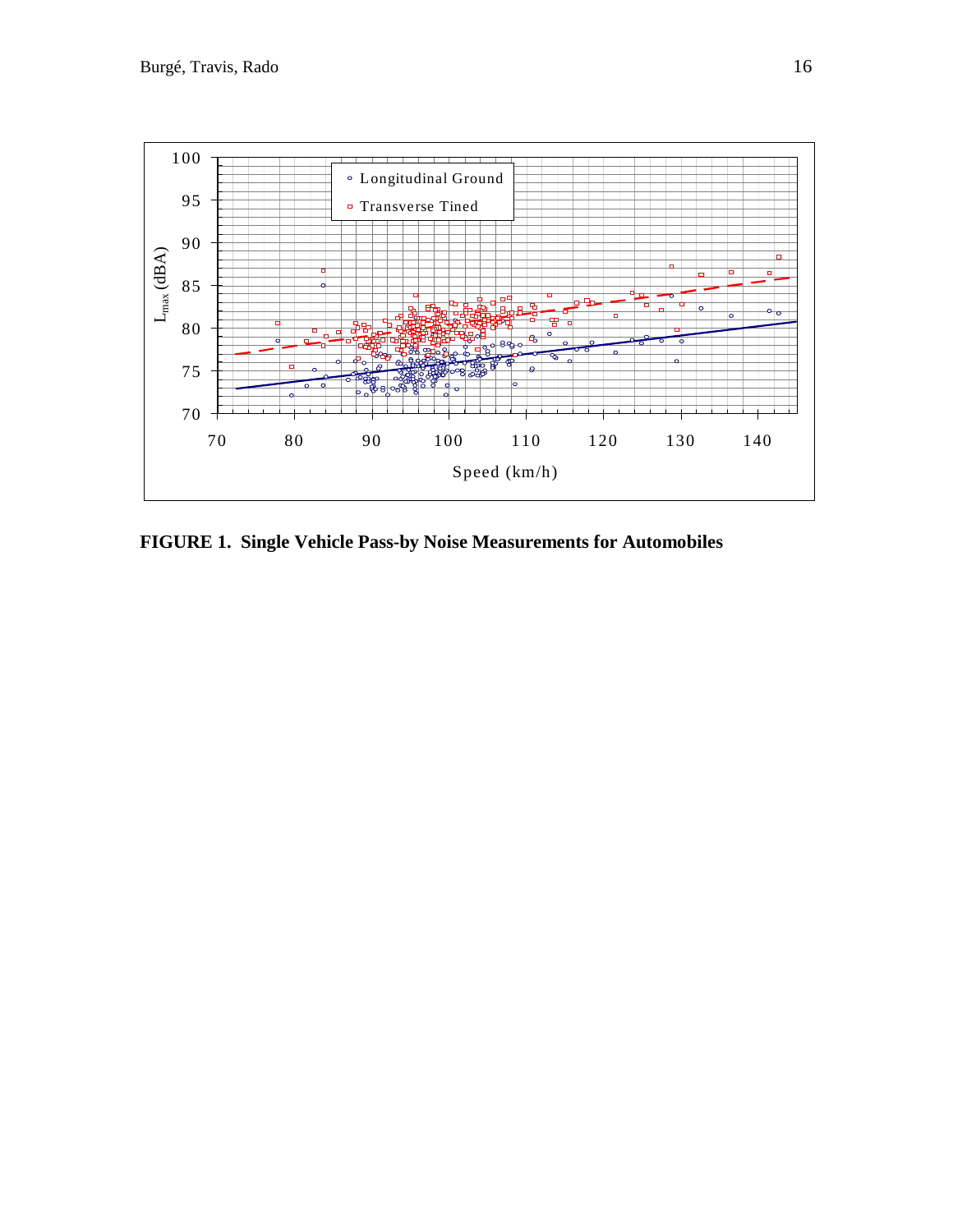**FIGURE 1. Single Vehicle Pass-by Noise Measurements for Automobiles**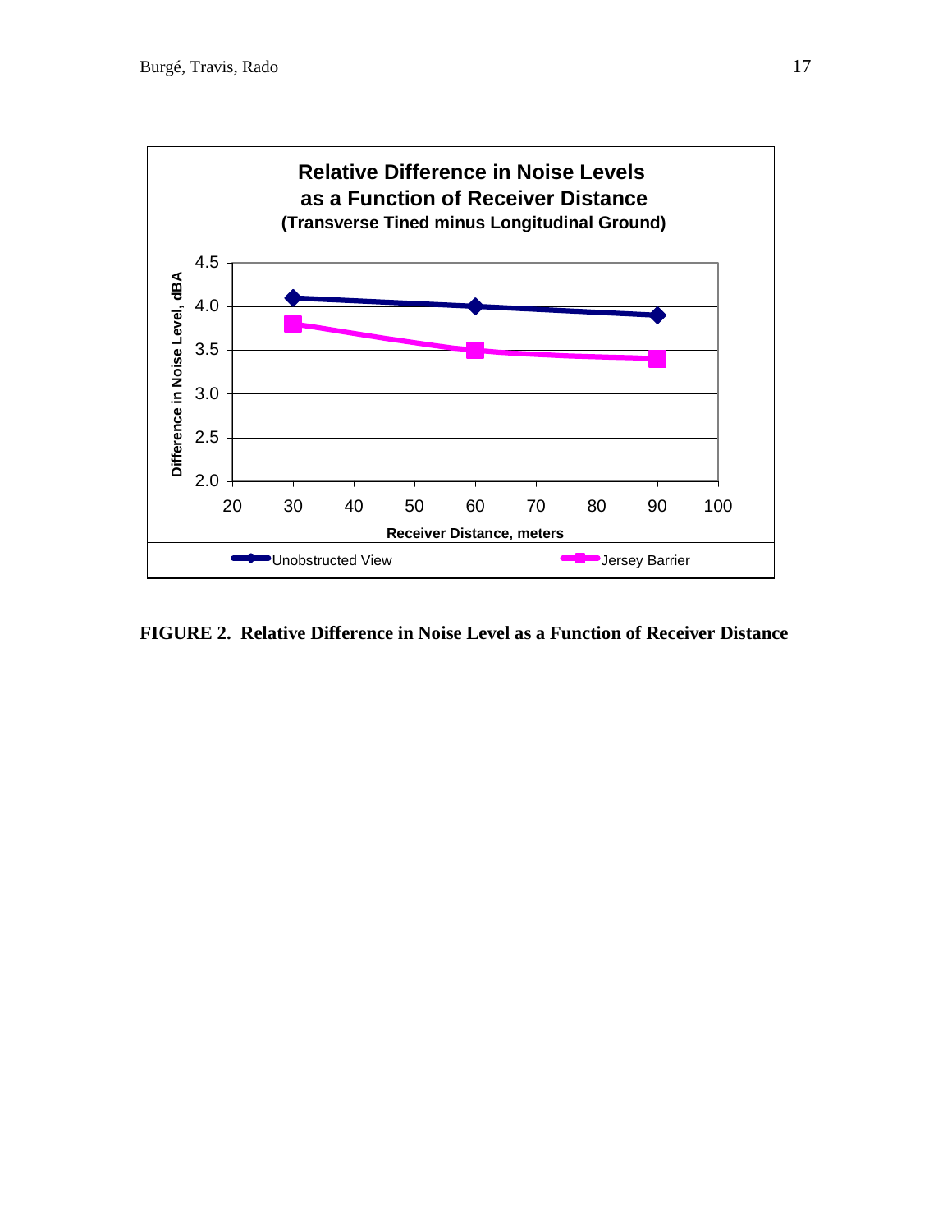**FIGURE 2. Relative Difference in Noise Level as a Function of Receiver Distance**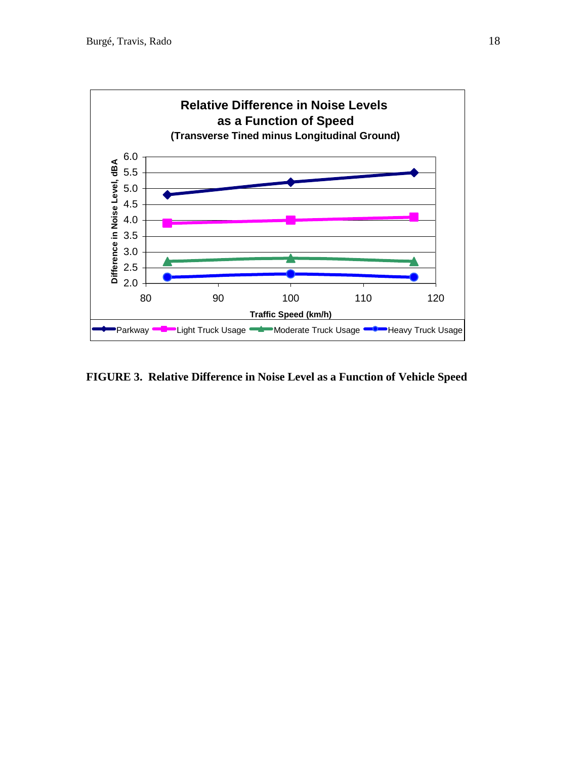**FIGURE 3. Relative Difference in Noise Level as a Function of Vehicle Speed**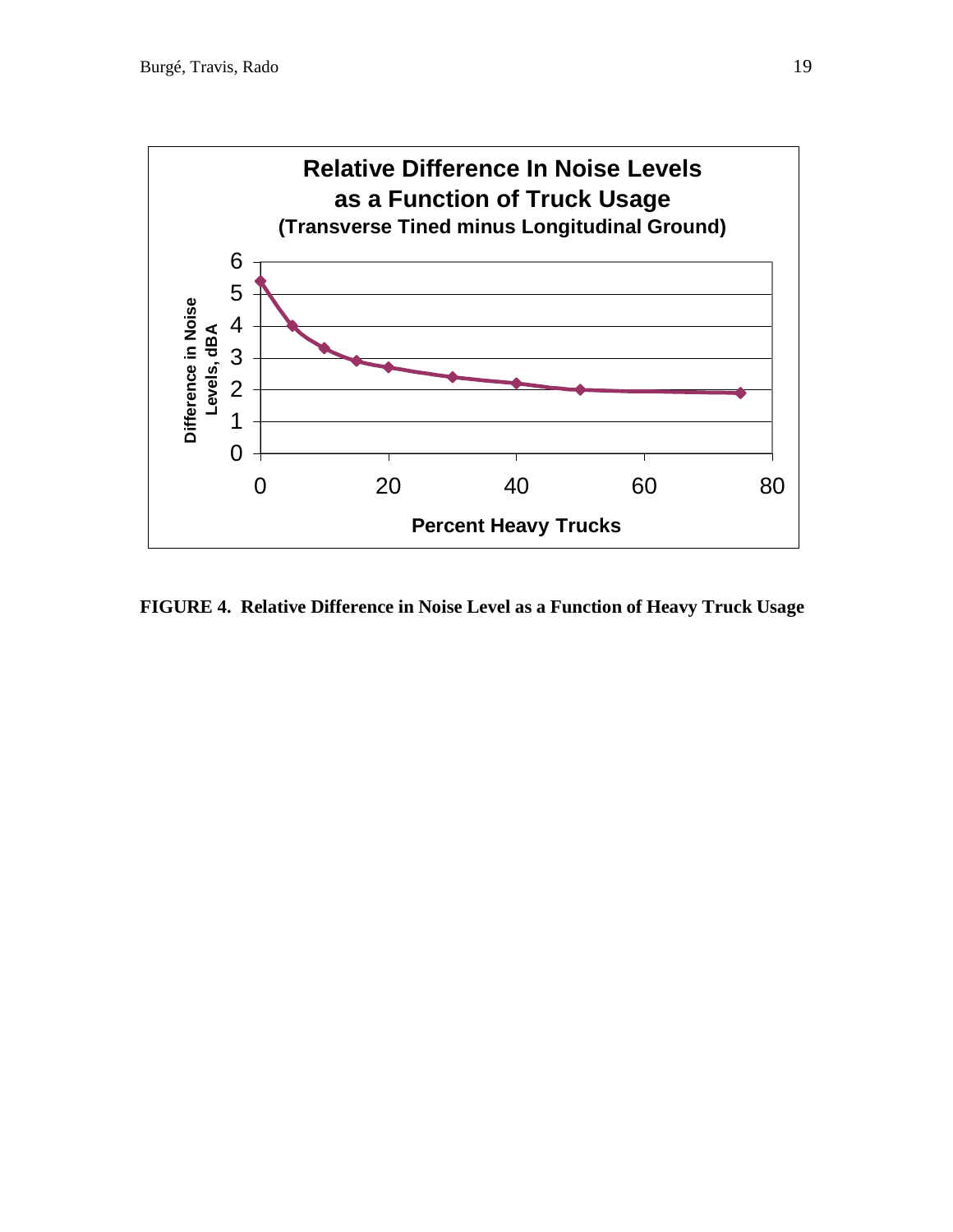**FIGURE 4. Relative Difference in Noise Level as a Function of Heavy Truck Usage**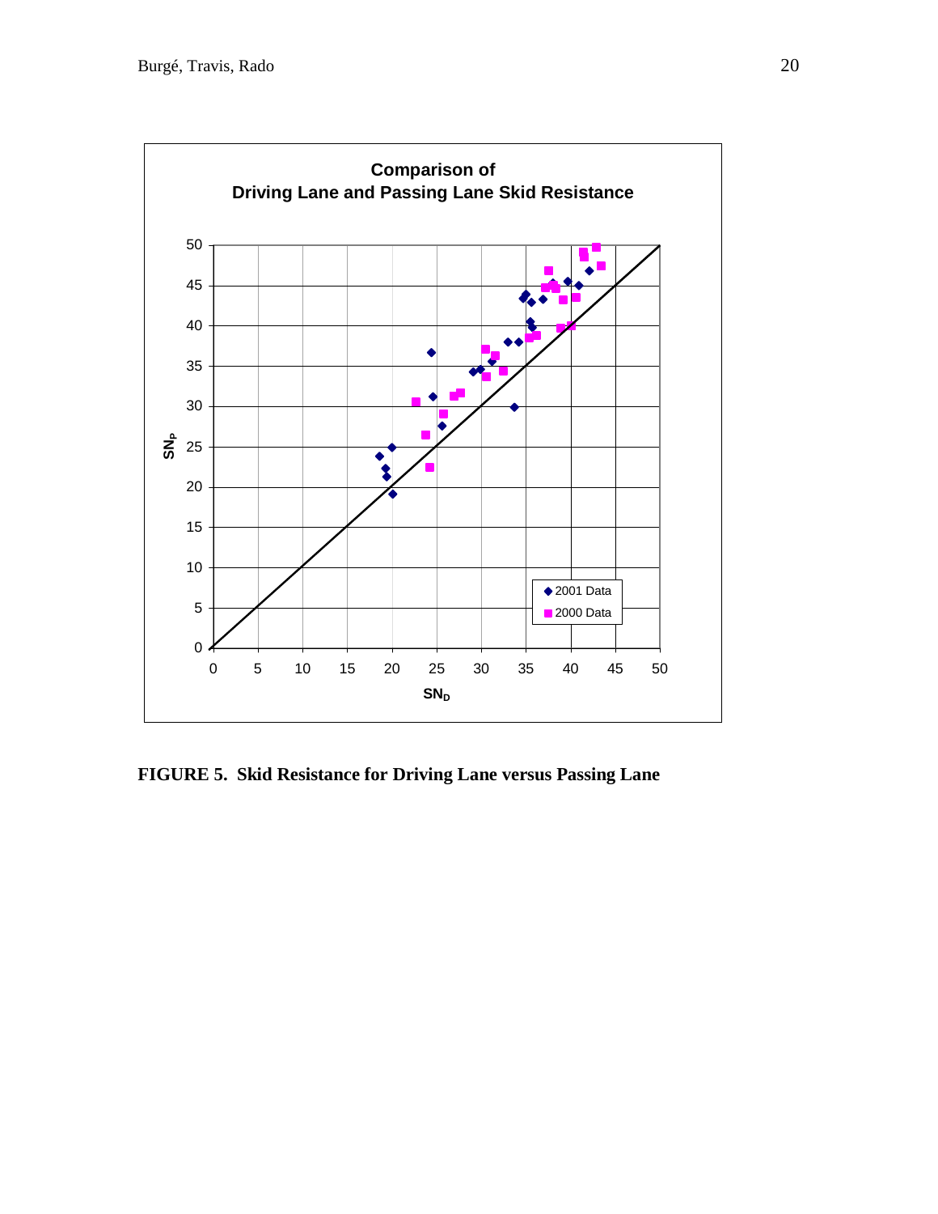**FIGURE 5. Skid Resistance for Driving Lane versus Passing Lane**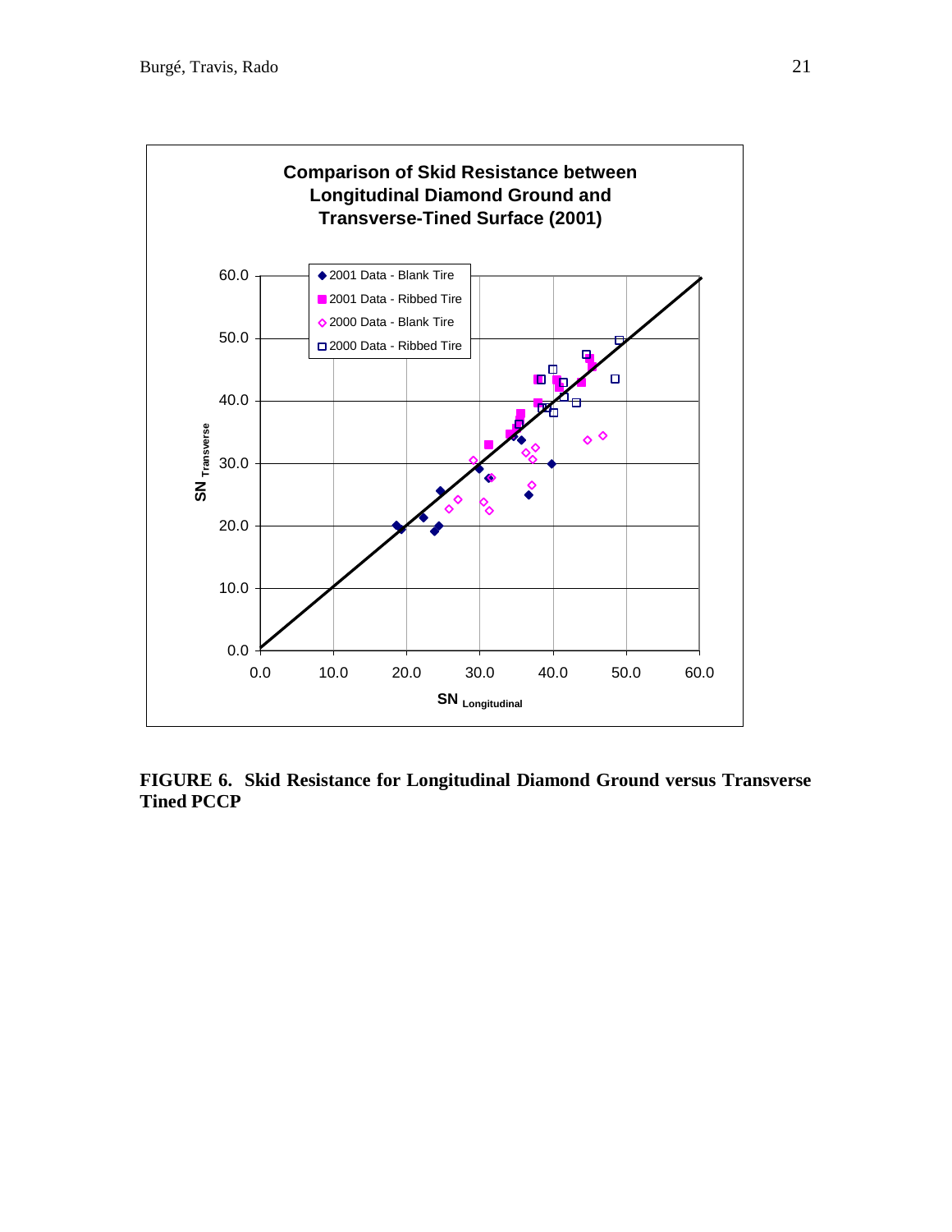Comparison of Skid Resistance between Longitudinal Diamond Ground and Transverse-Tined Surface (2001)

2001 Data - Blank Tire

2001 Data - Ribbed Tire

2000 Data - Blank Tire

2000 Data - Ribbed Tire

SN Transverse

SN Longitudinal

0.0
10.0
20.0
30.0
40.0
50.0
60.0

0.0
10.0
20.0
30.0
40.0
50.0
60.0

**FIGURE 6. Skid Resistance for Longitudinal Diamond Ground versus Transverse Tined PCCP**